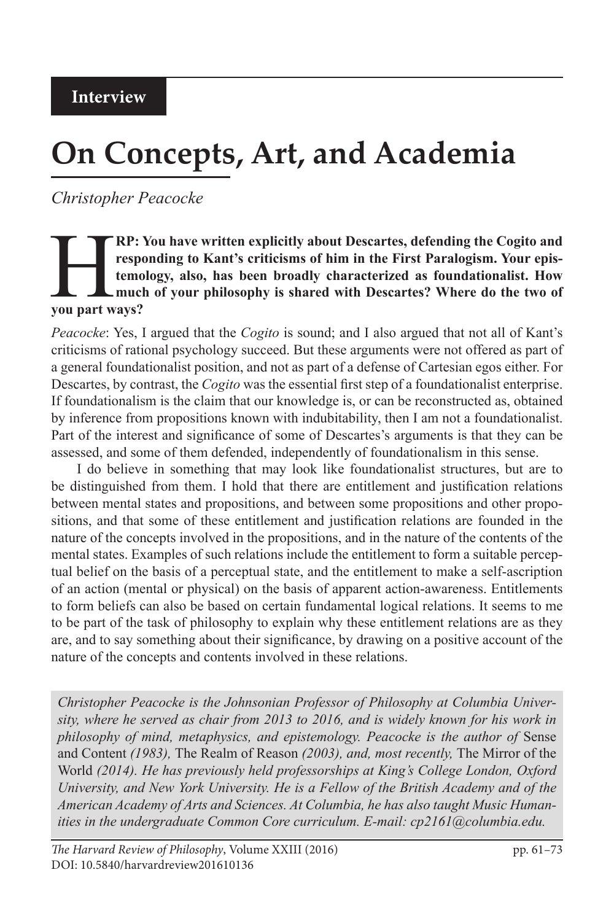**Interview**

# On Concepts, Art, and Academia

*Christopher Peacocke*

**HRP: You have written explicitly about Descartes, defending the Cogito and responding to Kant's criticisms of him in the First Paralogism. Your epistemology, also, has been broadly characterized as foundationalist. How much of your philosophy is shared with Descartes? Where do the two of you part ways?**

*Peacocke*: Yes, I argued that the *Cogito* is sound; and I also argued that not all of Kant's criticisms of rational psychology succeed. But these arguments were not offered as part of a general foundationalist position, and not as part of a defense of Cartesian egos either. For Descartes, by contrast, the *Cogito* was the essential first step of a foundationalist enterprise. If foundationalism is the claim that our knowledge is, or can be reconstructed as, obtained by inference from propositions known with indubitability, then I am not a foundationalist. Part of the interest and significance of some of Descartes's arguments is that they can be assessed, and some of them defended, independently of foundationalism in this sense.

I do believe in something that may look like foundationalist structures, but are to be distinguished from them. I hold that there are entitlement and justification relations between mental states and propositions, and between some propositions and other propositions, and that some of these entitlement and justification relations are founded in the nature of the concepts involved in the propositions, and in the nature of the contents of the mental states. Examples of such relations include the entitlement to form a suitable perceptual belief on the basis of a perceptual state, and the entitlement to make a self-ascription of an action (mental or physical) on the basis of apparent action-awareness. Entitlements to form beliefs can also be based on certain fundamental logical relations. It seems to me to be part of the task of philosophy to explain why these entitlement relations are as they are, and to say something about their significance, by drawing on a positive account of the nature of the concepts and contents involved in these relations.

*Christopher Peacocke is the Johnsonian Professor of Philosophy at Columbia University, where he served as chair from 2013 to 2016, and is widely known for his work in philosophy of mind, metaphysics, and epistemology. Peacocke is the author of* Sense and Content *(1983),* The Realm of Reason *(2003), and, most recently,* The Mirror of the World *(2014). He has previously held professorships at King's College London, Oxford University, and New York University. He is a Fellow of the British Academy and of the American Academy of Arts and Sciences. At Columbia, he has also taught Music Humanities in the undergraduate Common Core curriculum. E-mail: cp2161@columbia.edu.*

*The Harvard Review of Philosophy*, Volume XXIII (2016) pp. 61–73
DOI: 10.5840/harvardreview201610136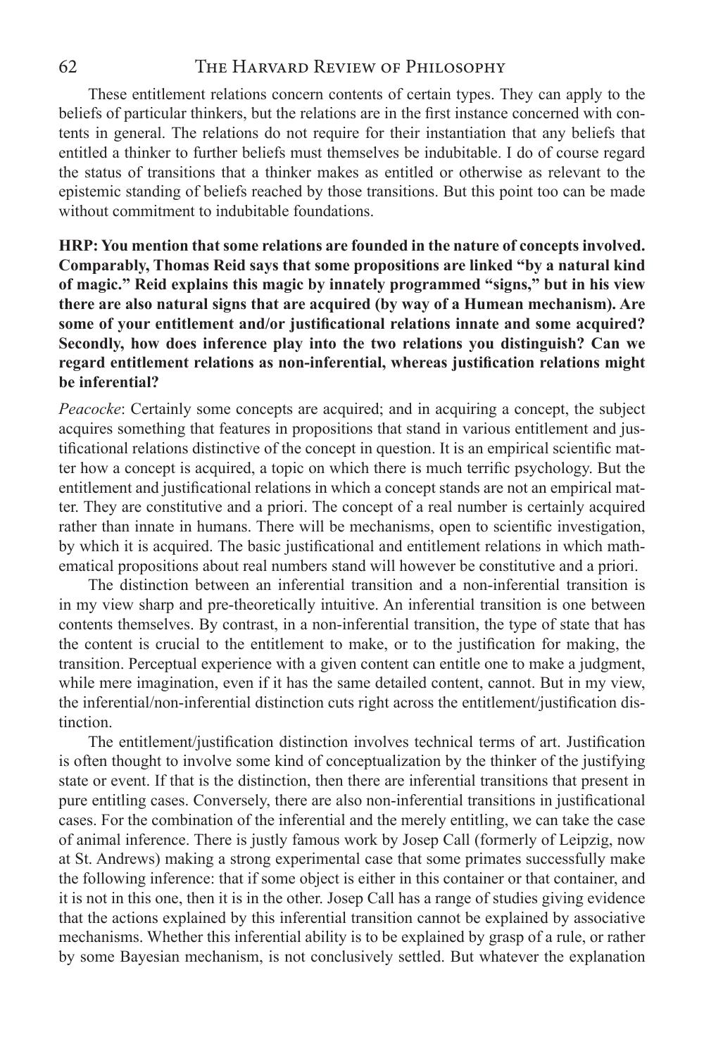These entitlement relations concern contents of certain types. They can apply to the beliefs of particular thinkers, but the relations are in the first instance concerned with contents in general. The relations do not require for their instantiation that any beliefs that entitled a thinker to further beliefs must themselves be indubitable. I do of course regard the status of transitions that a thinker makes as entitled or otherwise as relevant to the epistemic standing of beliefs reached by those transitions. But this point too can be made without commitment to indubitable foundations.

**HRP: You mention that some relations are founded in the nature of concepts involved. Comparably, Thomas Reid says that some propositions are linked "by a natural kind of magic." Reid explains this magic by innately programmed "signs," but in his view there are also natural signs that are acquired (by way of a Humean mechanism). Are some of your entitlement and/or justificational relations innate and some acquired? Secondly, how does inference play into the two relations you distinguish? Can we regard entitlement relations as non-inferential, whereas justification relations might be inferential?**

*Peacocke*: Certainly some concepts are acquired; and in acquiring a concept, the subject acquires something that features in propositions that stand in various entitlement and justificational relations distinctive of the concept in question. It is an empirical scientific matter how a concept is acquired, a topic on which there is much terrific psychology. But the entitlement and justificational relations in which a concept stands are not an empirical matter. They are constitutive and a priori. The concept of a real number is certainly acquired rather than innate in humans. There will be mechanisms, open to scientific investigation, by which it is acquired. The basic justificational and entitlement relations in which mathematical propositions about real numbers stand will however be constitutive and a priori.

The distinction between an inferential transition and a non-inferential transition is in my view sharp and pre-theoretically intuitive. An inferential transition is one between contents themselves. By contrast, in a non-inferential transition, the type of state that has the content is crucial to the entitlement to make, or to the justification for making, the transition. Perceptual experience with a given content can entitle one to make a judgment, while mere imagination, even if it has the same detailed content, cannot. But in my view, the inferential/non-inferential distinction cuts right across the entitlement/justification distinction.

The entitlement/justification distinction involves technical terms of art. Justification is often thought to involve some kind of conceptualization by the thinker of the justifying state or event. If that is the distinction, then there are inferential transitions that present in pure entitling cases. Conversely, there are also non-inferential transitions in justificational cases. For the combination of the inferential and the merely entitling, we can take the case of animal inference. There is justly famous work by Josep Call (formerly of Leipzig, now at St. Andrews) making a strong experimental case that some primates successfully make the following inference: that if some object is either in this container or that container, and it is not in this one, then it is in the other. Josep Call has a range of studies giving evidence that the actions explained by this inferential transition cannot be explained by associative mechanisms. Whether this inferential ability is to be explained by grasp of a rule, or rather by some Bayesian mechanism, is not conclusively settled. But whatever the explanation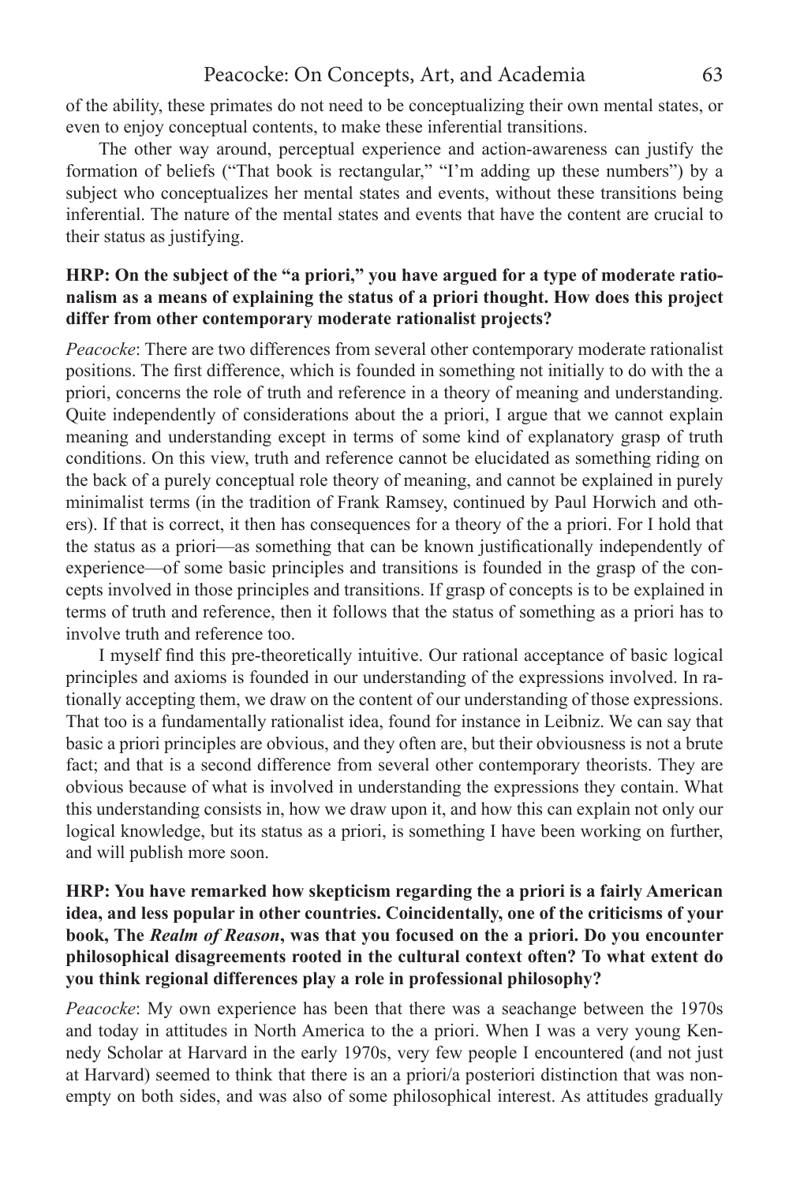of the ability, these primates do not need to be conceptualizing their own mental states, or even to enjoy conceptual contents, to make these inferential transitions.

The other way around, perceptual experience and action-awareness can justify the formation of beliefs ("That book is rectangular," "I'm adding up these numbers") by a subject who conceptualizes her mental states and events, without these transitions being inferential. The nature of the mental states and events that have the content are crucial to their status as justifying.

**HRP: On the subject of the "a priori," you have argued for a type of moderate rationalism as a means of explaining the status of a priori thought. How does this project differ from other contemporary moderate rationalist projects?**

*Peacocke*: There are two differences from several other contemporary moderate rationalist positions. The first difference, which is founded in something not initially to do with the a priori, concerns the role of truth and reference in a theory of meaning and understanding. Quite independently of considerations about the a priori, I argue that we cannot explain meaning and understanding except in terms of some kind of explanatory grasp of truth conditions. On this view, truth and reference cannot be elucidated as something riding on the back of a purely conceptual role theory of meaning, and cannot be explained in purely minimalist terms (in the tradition of Frank Ramsey, continued by Paul Horwich and others). If that is correct, it then has consequences for a theory of the a priori. For I hold that the status as a priori—as something that can be known justificationally independently of experience—of some basic principles and transitions is founded in the grasp of the concepts involved in those principles and transitions. If grasp of concepts is to be explained in terms of truth and reference, then it follows that the status of something as a priori has to involve truth and reference too.

I myself find this pre-theoretically intuitive. Our rational acceptance of basic logical principles and axioms is founded in our understanding of the expressions involved. In rationally accepting them, we draw on the content of our understanding of those expressions. That too is a fundamentally rationalist idea, found for instance in Leibniz. We can say that basic a priori principles are obvious, and they often are, but their obviousness is not a brute fact; and that is a second difference from several other contemporary theorists. They are obvious because of what is involved in understanding the expressions they contain. What this understanding consists in, how we draw upon it, and how this can explain not only our logical knowledge, but its status as a priori, is something I have been working on further, and will publish more soon.

**HRP: You have remarked how skepticism regarding the a priori is a fairly American idea, and less popular in other countries. Coincidentally, one of the criticisms of your book, The *Realm of Reason*, was that you focused on the a priori. Do you encounter philosophical disagreements rooted in the cultural context often? To what extent do you think regional differences play a role in professional philosophy?**

*Peacocke*: My own experience has been that there was a seachange between the 1970s and today in attitudes in North America to the a priori. When I was a very young Kennedy Scholar at Harvard in the early 1970s, very few people I encountered (and not just at Harvard) seemed to think that there is an a priori/a posteriori distinction that was non-empty on both sides, and was also of some philosophical interest. As attitudes gradually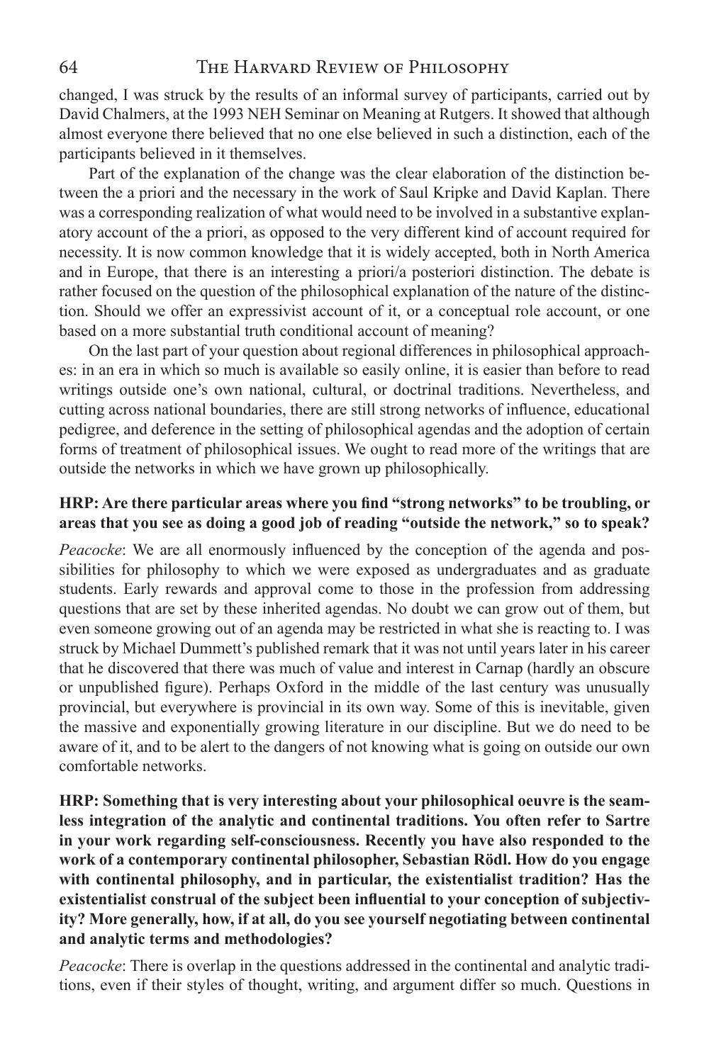changed, I was struck by the results of an informal survey of participants, carried out by David Chalmers, at the 1993 NEH Seminar on Meaning at Rutgers. It showed that although almost everyone there believed that no one else believed in such a distinction, each of the participants believed in it themselves.

Part of the explanation of the change was the clear elaboration of the distinction between the a priori and the necessary in the work of Saul Kripke and David Kaplan. There was a corresponding realization of what would need to be involved in a substantive explanatory account of the a priori, as opposed to the very different kind of account required for necessity. It is now common knowledge that it is widely accepted, both in North America and in Europe, that there is an interesting a priori/a posteriori distinction. The debate is rather focused on the question of the philosophical explanation of the nature of the distinction. Should we offer an expressivist account of it, or a conceptual role account, or one based on a more substantial truth conditional account of meaning?

On the last part of your question about regional differences in philosophical approaches: in an era in which so much is available so easily online, it is easier than before to read writings outside one's own national, cultural, or doctrinal traditions. Nevertheless, and cutting across national boundaries, there are still strong networks of influence, educational pedigree, and deference in the setting of philosophical agendas and the adoption of certain forms of treatment of philosophical issues. We ought to read more of the writings that are outside the networks in which we have grown up philosophically.

**HRP: Are there particular areas where you find "strong networks" to be troubling, or areas that you see as doing a good job of reading "outside the network," so to speak?**

*Peacocke*: We are all enormously influenced by the conception of the agenda and possibilities for philosophy to which we were exposed as undergraduates and as graduate students. Early rewards and approval come to those in the profession from addressing questions that are set by these inherited agendas. No doubt we can grow out of them, but even someone growing out of an agenda may be restricted in what she is reacting to. I was struck by Michael Dummett's published remark that it was not until years later in his career that he discovered that there was much of value and interest in Carnap (hardly an obscure or unpublished figure). Perhaps Oxford in the middle of the last century was unusually provincial, but everywhere is provincial in its own way. Some of this is inevitable, given the massive and exponentially growing literature in our discipline. But we do need to be aware of it, and to be alert to the dangers of not knowing what is going on outside our own comfortable networks.

**HRP: Something that is very interesting about your philosophical oeuvre is the seamless integration of the analytic and continental traditions. You often refer to Sartre in your work regarding self-consciousness. Recently you have also responded to the work of a contemporary continental philosopher, Sebastian Rödl. How do you engage with continental philosophy, and in particular, the existentialist tradition? Has the existentialist construal of the subject been influential to your conception of subjectivity? More generally, how, if at all, do you see yourself negotiating between continental and analytic terms and methodologies?**

*Peacocke*: There is overlap in the questions addressed in the continental and analytic traditions, even if their styles of thought, writing, and argument differ so much. Questions in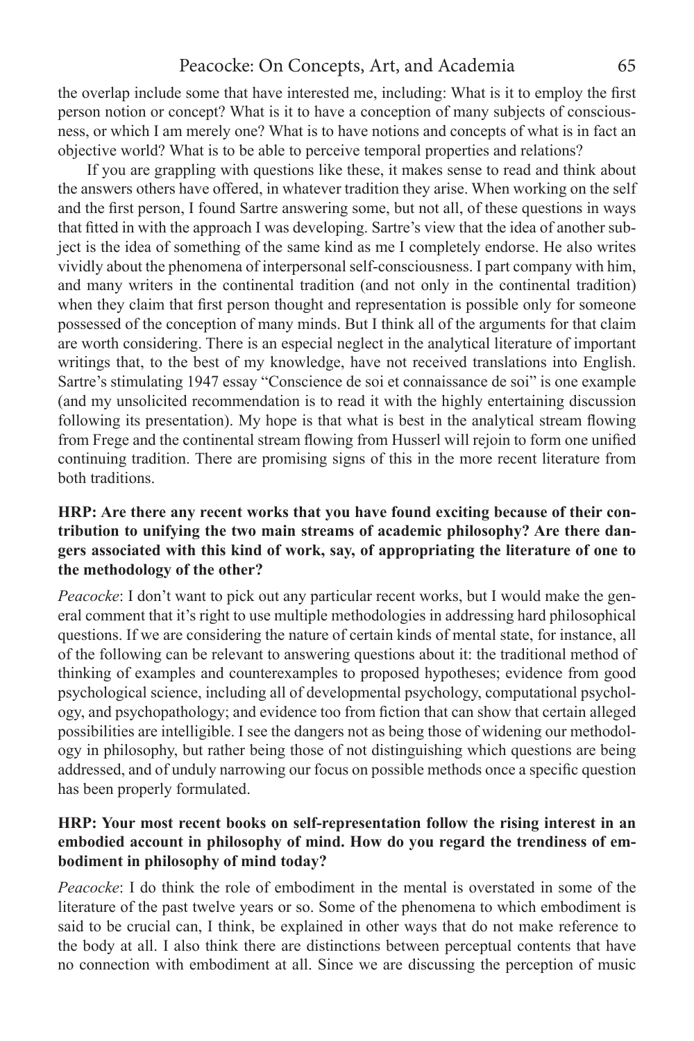the overlap include some that have interested me, including: What is it to employ the first person notion or concept? What is it to have a conception of many subjects of consciousness, or which I am merely one? What is to have notions and concepts of what is in fact an objective world? What is to be able to perceive temporal properties and relations?

If you are grappling with questions like these, it makes sense to read and think about the answers others have offered, in whatever tradition they arise. When working on the self and the first person, I found Sartre answering some, but not all, of these questions in ways that fitted in with the approach I was developing. Sartre's view that the idea of another subject is the idea of something of the same kind as me I completely endorse. He also writes vividly about the phenomena of interpersonal self-consciousness. I part company with him, and many writers in the continental tradition (and not only in the continental tradition) when they claim that first person thought and representation is possible only for someone possessed of the conception of many minds. But I think all of the arguments for that claim are worth considering. There is an especial neglect in the analytical literature of important writings that, to the best of my knowledge, have not received translations into English. Sartre's stimulating 1947 essay "Conscience de soi et connaissance de soi" is one example (and my unsolicited recommendation is to read it with the highly entertaining discussion following its presentation). My hope is that what is best in the analytical stream flowing from Frege and the continental stream flowing from Husserl will rejoin to form one unified continuing tradition. There are promising signs of this in the more recent literature from both traditions.

**HRP: Are there any recent works that you have found exciting because of their contribution to unifying the two main streams of academic philosophy? Are there dangers associated with this kind of work, say, of appropriating the literature of one to the methodology of the other?**

*Peacocke*: I don't want to pick out any particular recent works, but I would make the general comment that it's right to use multiple methodologies in addressing hard philosophical questions. If we are considering the nature of certain kinds of mental state, for instance, all of the following can be relevant to answering questions about it: the traditional method of thinking of examples and counterexamples to proposed hypotheses; evidence from good psychological science, including all of developmental psychology, computational psychology, and psychopathology; and evidence too from fiction that can show that certain alleged possibilities are intelligible. I see the dangers not as being those of widening our methodology in philosophy, but rather being those of not distinguishing which questions are being addressed, and of unduly narrowing our focus on possible methods once a specific question has been properly formulated.

**HRP: Your most recent books on self-representation follow the rising interest in an embodied account in philosophy of mind. How do you regard the trendiness of embodiment in philosophy of mind today?**

*Peacocke*: I do think the role of embodiment in the mental is overstated in some of the literature of the past twelve years or so. Some of the phenomena to which embodiment is said to be crucial can, I think, be explained in other ways that do not make reference to the body at all. I also think there are distinctions between perceptual contents that have no connection with embodiment at all. Since we are discussing the perception of music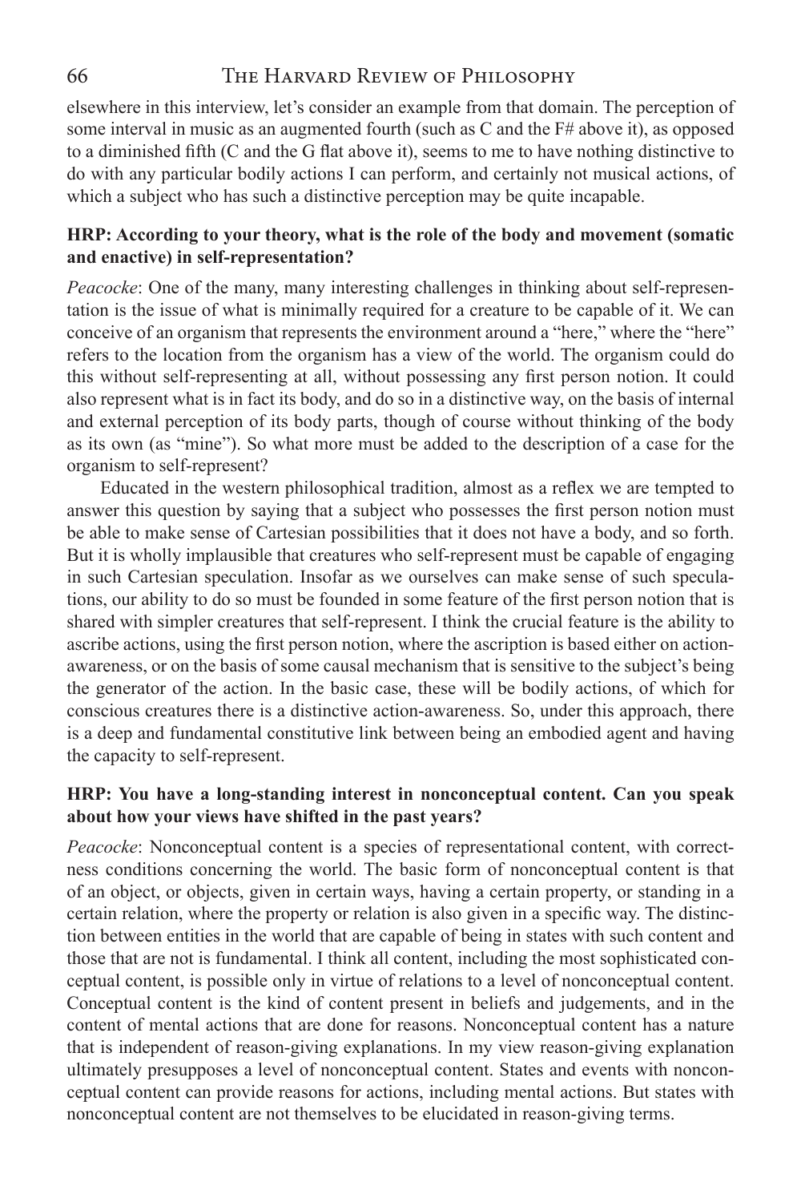elsewhere in this interview, let's consider an example from that domain. The perception of some interval in music as an augmented fourth (such as C and the F# above it), as opposed to a diminished fifth (C and the G flat above it), seems to me to have nothing distinctive to do with any particular bodily actions I can perform, and certainly not musical actions, of which a subject who has such a distinctive perception may be quite incapable.

**HRP: According to your theory, what is the role of the body and movement (somatic and enactive) in self-representation?**

*Peacocke*: One of the many, many interesting challenges in thinking about self-representation is the issue of what is minimally required for a creature to be capable of it. We can conceive of an organism that represents the environment around a "here," where the "here" refers to the location from the organism has a view of the world. The organism could do this without self-representing at all, without possessing any first person notion. It could also represent what is in fact its body, and do so in a distinctive way, on the basis of internal and external perception of its body parts, though of course without thinking of the body as its own (as "mine"). So what more must be added to the description of a case for the organism to self-represent?

Educated in the western philosophical tradition, almost as a reflex we are tempted to answer this question by saying that a subject who possesses the first person notion must be able to make sense of Cartesian possibilities that it does not have a body, and so forth. But it is wholly implausible that creatures who self-represent must be capable of engaging in such Cartesian speculation. Insofar as we ourselves can make sense of such speculations, our ability to do so must be founded in some feature of the first person notion that is shared with simpler creatures that self-represent. I think the crucial feature is the ability to ascribe actions, using the first person notion, where the ascription is based either on action-awareness, or on the basis of some causal mechanism that is sensitive to the subject's being the generator of the action. In the basic case, these will be bodily actions, of which for conscious creatures there is a distinctive action-awareness. So, under this approach, there is a deep and fundamental constitutive link between being an embodied agent and having the capacity to self-represent.

**HRP: You have a long-standing interest in nonconceptual content. Can you speak about how your views have shifted in the past years?**

*Peacocke*: Nonconceptual content is a species of representational content, with correctness conditions concerning the world. The basic form of nonconceptual content is that of an object, or objects, given in certain ways, having a certain property, or standing in a certain relation, where the property or relation is also given in a specific way. The distinction between entities in the world that are capable of being in states with such content and those that are not is fundamental. I think all content, including the most sophisticated conceptual content, is possible only in virtue of relations to a level of nonconceptual content. Conceptual content is the kind of content present in beliefs and judgements, and in the content of mental actions that are done for reasons. Nonconceptual content has a nature that is independent of reason-giving explanations. In my view reason-giving explanation ultimately presupposes a level of nonconceptual content. States and events with nonconceptual content can provide reasons for actions, including mental actions. But states with nonconceptual content are not themselves to be elucidated in reason-giving terms.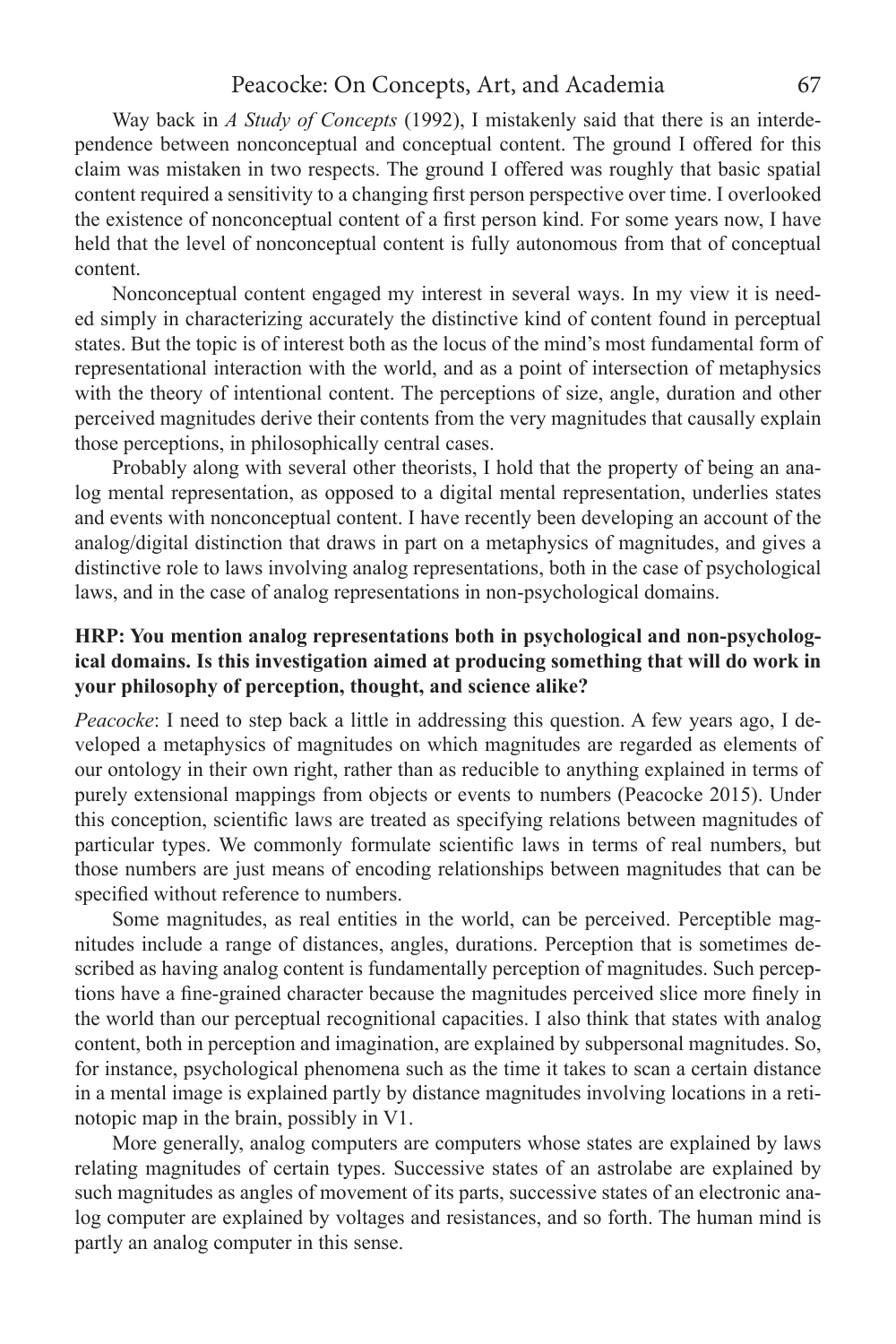Way back in *A Study of Concepts* (1992), I mistakenly said that there is an interdependence between nonconceptual and conceptual content. The ground I offered for this claim was mistaken in two respects. The ground I offered was roughly that basic spatial content required a sensitivity to a changing first person perspective over time. I overlooked the existence of nonconceptual content of a first person kind. For some years now, I have held that the level of nonconceptual content is fully autonomous from that of conceptual content.

Nonconceptual content engaged my interest in several ways. In my view it is needed simply in characterizing accurately the distinctive kind of content found in perceptual states. But the topic is of interest both as the locus of the mind's most fundamental form of representational interaction with the world, and as a point of intersection of metaphysics with the theory of intentional content. The perceptions of size, angle, duration and other perceived magnitudes derive their contents from the very magnitudes that causally explain those perceptions, in philosophically central cases.

Probably along with several other theorists, I hold that the property of being an analog mental representation, as opposed to a digital mental representation, underlies states and events with nonconceptual content. I have recently been developing an account of the analog/digital distinction that draws in part on a metaphysics of magnitudes, and gives a distinctive role to laws involving analog representations, both in the case of psychological laws, and in the case of analog representations in non-psychological domains.

**HRP: You mention analog representations both in psychological and non-psychological domains. Is this investigation aimed at producing something that will do work in your philosophy of perception, thought, and science alike?**

*Peacocke*: I need to step back a little in addressing this question. A few years ago, I developed a metaphysics of magnitudes on which magnitudes are regarded as elements of our ontology in their own right, rather than as reducible to anything explained in terms of purely extensional mappings from objects or events to numbers (Peacocke 2015). Under this conception, scientific laws are treated as specifying relations between magnitudes of particular types. We commonly formulate scientific laws in terms of real numbers, but those numbers are just means of encoding relationships between magnitudes that can be specified without reference to numbers.

Some magnitudes, as real entities in the world, can be perceived. Perceptible magnitudes include a range of distances, angles, durations. Perception that is sometimes described as having analog content is fundamentally perception of magnitudes. Such perceptions have a fine-grained character because the magnitudes perceived slice more finely in the world than our perceptual recognitional capacities. I also think that states with analog content, both in perception and imagination, are explained by subpersonal magnitudes. So, for instance, psychological phenomena such as the time it takes to scan a certain distance in a mental image is explained partly by distance magnitudes involving locations in a retinotopic map in the brain, possibly in V1.

More generally, analog computers are computers whose states are explained by laws relating magnitudes of certain types. Successive states of an astrolabe are explained by such magnitudes as angles of movement of its parts, successive states of an electronic analog computer are explained by voltages and resistances, and so forth. The human mind is partly an analog computer in this sense.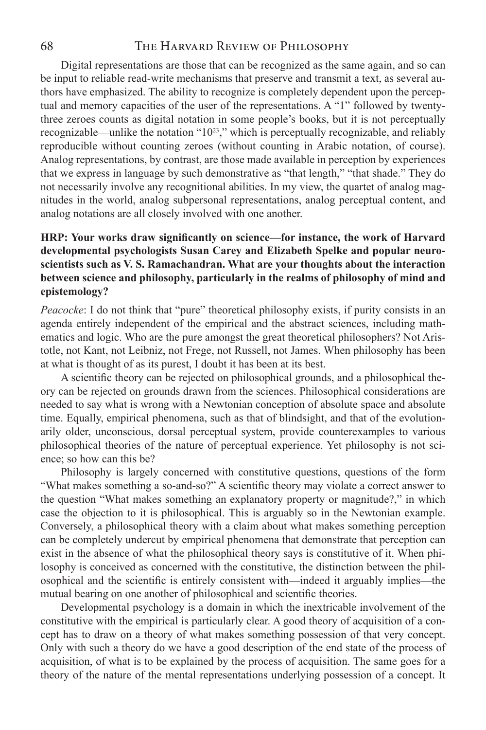Digital representations are those that can be recognized as the same again, and so can be input to reliable read-write mechanisms that preserve and transmit a text, as several authors have emphasized. The ability to recognize is completely dependent upon the perceptual and memory capacities of the user of the representations. A "1" followed by twenty-three zeroes counts as digital notation in some people's books, but it is not perceptually recognizable—unlike the notation "$10^{23}$," which is perceptually recognizable, and reliably reproducible without counting zeroes (without counting in Arabic notation, of course). Analog representations, by contrast, are those made available in perception by experiences that we express in language by such demonstrative as "that length," "that shade." They do not necessarily involve any recognitional abilities. In my view, the quartet of analog magnitudes in the world, analog subpersonal representations, analog perceptual content, and analog notations are all closely involved with one another.

**HRP: Your works draw significantly on science—for instance, the work of Harvard developmental psychologists Susan Carey and Elizabeth Spelke and popular neuroscientists such as V. S. Ramachandran. What are your thoughts about the interaction between science and philosophy, particularly in the realms of philosophy of mind and epistemology?**

*Peacocke*: I do not think that "pure" theoretical philosophy exists, if purity consists in an agenda entirely independent of the empirical and the abstract sciences, including mathematics and logic. Who are the pure amongst the great theoretical philosophers? Not Aristotle, not Kant, not Leibniz, not Frege, not Russell, not James. When philosophy has been at what is thought of as its purest, I doubt it has been at its best.

A scientific theory can be rejected on philosophical grounds, and a philosophical theory can be rejected on grounds drawn from the sciences. Philosophical considerations are needed to say what is wrong with a Newtonian conception of absolute space and absolute time. Equally, empirical phenomena, such as that of blindsight, and that of the evolutionarily older, unconscious, dorsal perceptual system, provide counterexamples to various philosophical theories of the nature of perceptual experience. Yet philosophy is not science; so how can this be?

Philosophy is largely concerned with constitutive questions, questions of the form "What makes something a so-and-so?" A scientific theory may violate a correct answer to the question "What makes something an explanatory property or magnitude?," in which case the objection to it is philosophical. This is arguably so in the Newtonian example. Conversely, a philosophical theory with a claim about what makes something perception can be completely undercut by empirical phenomena that demonstrate that perception can exist in the absence of what the philosophical theory says is constitutive of it. When philosophy is conceived as concerned with the constitutive, the distinction between the philosophical and the scientific is entirely consistent with—indeed it arguably implies—the mutual bearing on one another of philosophical and scientific theories.

Developmental psychology is a domain in which the inextricable involvement of the constitutive with the empirical is particularly clear. A good theory of acquisition of a concept has to draw on a theory of what makes something possession of that very concept. Only with such a theory do we have a good description of the end state of the process of acquisition, of what is to be explained by the process of acquisition. The same goes for a theory of the nature of the mental representations underlying possession of a concept. It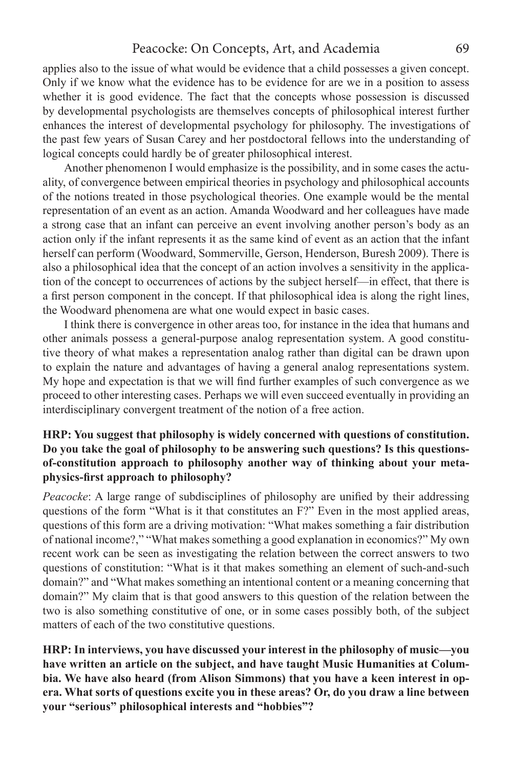applies also to the issue of what would be evidence that a child possesses a given concept. Only if we know what the evidence has to be evidence for are we in a position to assess whether it is good evidence. The fact that the concepts whose possession is discussed by developmental psychologists are themselves concepts of philosophical interest further enhances the interest of developmental psychology for philosophy. The investigations of the past few years of Susan Carey and her postdoctoral fellows into the understanding of logical concepts could hardly be of greater philosophical interest.

Another phenomenon I would emphasize is the possibility, and in some cases the actuality, of convergence between empirical theories in psychology and philosophical accounts of the notions treated in those psychological theories. One example would be the mental representation of an event as an action. Amanda Woodward and her colleagues have made a strong case that an infant can perceive an event involving another person's body as an action only if the infant represents it as the same kind of event as an action that the infant herself can perform (Woodward, Sommerville, Gerson, Henderson, Buresh 2009). There is also a philosophical idea that the concept of an action involves a sensitivity in the application of the concept to occurrences of actions by the subject herself—in effect, that there is a first person component in the concept. If that philosophical idea is along the right lines, the Woodward phenomena are what one would expect in basic cases.

I think there is convergence in other areas too, for instance in the idea that humans and other animals possess a general-purpose analog representation system. A good constitutive theory of what makes a representation analog rather than digital can be drawn upon to explain the nature and advantages of having a general analog representations system. My hope and expectation is that we will find further examples of such convergence as we proceed to other interesting cases. Perhaps we will even succeed eventually in providing an interdisciplinary convergent treatment of the notion of a free action.

**HRP: You suggest that philosophy is widely concerned with questions of constitution. Do you take the goal of philosophy to be answering such questions? Is this questions-of-constitution approach to philosophy another way of thinking about your metaphysics-first approach to philosophy?**

*Peacocke*: A large range of subdisciplines of philosophy are unified by their addressing questions of the form "What is it that constitutes an F?" Even in the most applied areas, questions of this form are a driving motivation: "What makes something a fair distribution of national income?," "What makes something a good explanation in economics?" My own recent work can be seen as investigating the relation between the correct answers to two questions of constitution: "What is it that makes something an element of such-and-such domain?" and "What makes something an intentional content or a meaning concerning that domain?" My claim that is that good answers to this question of the relation between the two is also something constitutive of one, or in some cases possibly both, of the subject matters of each of the two constitutive questions.

**HRP: In interviews, you have discussed your interest in the philosophy of music—you have written an article on the subject, and have taught Music Humanities at Columbia. We have also heard (from Alison Simmons) that you have a keen interest in opera. What sorts of questions excite you in these areas? Or, do you draw a line between your "serious" philosophical interests and "hobbies"?**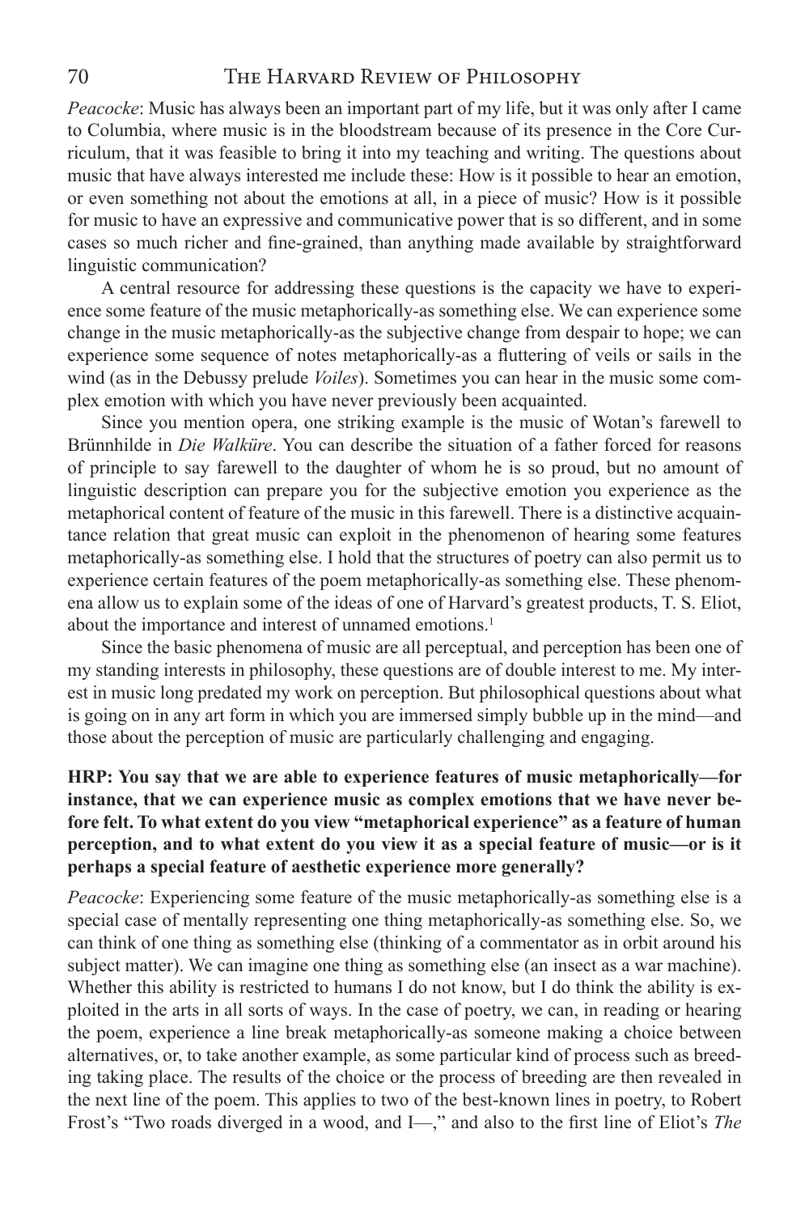*Peacocke*: Music has always been an important part of my life, but it was only after I came to Columbia, where music is in the bloodstream because of its presence in the Core Curriculum, that it was feasible to bring it into my teaching and writing. The questions about music that have always interested me include these: How is it possible to hear an emotion, or even something not about the emotions at all, in a piece of music? How is it possible for music to have an expressive and communicative power that is so different, and in some cases so much richer and fine-grained, than anything made available by straightforward linguistic communication?

A central resource for addressing these questions is the capacity we have to experience some feature of the music metaphorically-as something else. We can experience some change in the music metaphorically-as the subjective change from despair to hope; we can experience some sequence of notes metaphorically-as a fluttering of veils or sails in the wind (as in the Debussy prelude *Voiles*). Sometimes you can hear in the music some complex emotion with which you have never previously been acquainted.

Since you mention opera, one striking example is the music of Wotan's farewell to Brünnhilde in *Die Walküre*. You can describe the situation of a father forced for reasons of principle to say farewell to the daughter of whom he is so proud, but no amount of linguistic description can prepare you for the subjective emotion you experience as the metaphorical content of feature of the music in this farewell. There is a distinctive acquaintance relation that great music can exploit in the phenomenon of hearing some features metaphorically-as something else. I hold that the structures of poetry can also permit us to experience certain features of the poem metaphorically-as something else. These phenomena allow us to explain some of the ideas of one of Harvard's greatest products, T. S. Eliot, about the importance and interest of unnamed emotions.[1]

Since the basic phenomena of music are all perceptual, and perception has been one of my standing interests in philosophy, these questions are of double interest to me. My interest in music long predated my work on perception. But philosophical questions about what is going on in any art form in which you are immersed simply bubble up in the mind—and those about the perception of music are particularly challenging and engaging.

**HRP: You say that we are able to experience features of music metaphorically—for instance, that we can experience music as complex emotions that we have never before felt. To what extent do you view "metaphorical experience" as a feature of human perception, and to what extent do you view it as a special feature of music—or is it perhaps a special feature of aesthetic experience more generally?**

*Peacocke*: Experiencing some feature of the music metaphorically-as something else is a special case of mentally representing one thing metaphorically-as something else. So, we can think of one thing as something else (thinking of a commentator as in orbit around his subject matter). We can imagine one thing as something else (an insect as a war machine). Whether this ability is restricted to humans I do not know, but I do think the ability is exploited in the arts in all sorts of ways. In the case of poetry, we can, in reading or hearing the poem, experience a line break metaphorically-as someone making a choice between alternatives, or, to take another example, as some particular kind of process such as breeding taking place. The results of the choice or the process of breeding are then revealed in the next line of the poem. This applies to two of the best-known lines in poetry, to Robert Frost's "Two roads diverged in a wood, and I—," and also to the first line of Eliot's *The*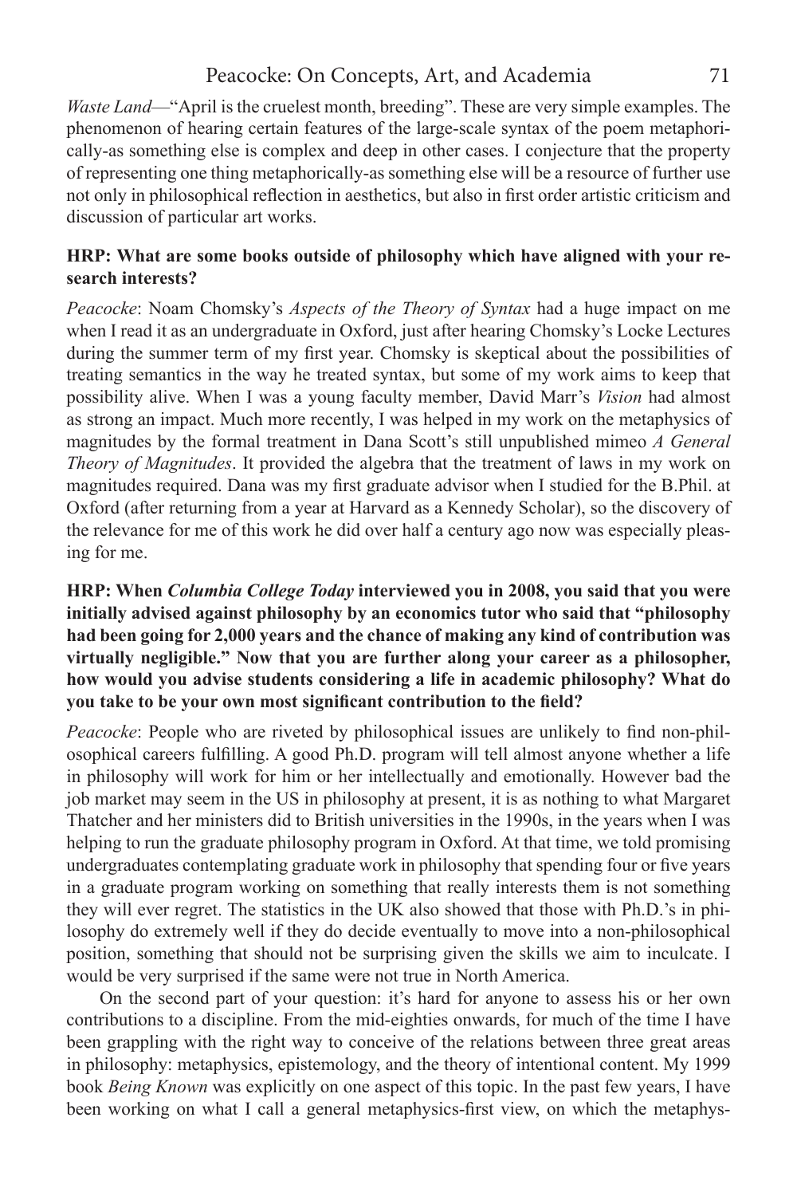*Waste Land*—"April is the cruelest month, breeding". These are very simple examples. The phenomenon of hearing certain features of the large-scale syntax of the poem metaphorically-as something else is complex and deep in other cases. I conjecture that the property of representing one thing metaphorically-as something else will be a resource of further use not only in philosophical reflection in aesthetics, but also in first order artistic criticism and discussion of particular art works.

**HRP: What are some books outside of philosophy which have aligned with your research interests?**

*Peacocke*: Noam Chomsky's *Aspects of the Theory of Syntax* had a huge impact on me when I read it as an undergraduate in Oxford, just after hearing Chomsky's Locke Lectures during the summer term of my first year. Chomsky is skeptical about the possibilities of treating semantics in the way he treated syntax, but some of my work aims to keep that possibility alive. When I was a young faculty member, David Marr's *Vision* had almost as strong an impact. Much more recently, I was helped in my work on the metaphysics of magnitudes by the formal treatment in Dana Scott's still unpublished mimeo *A General Theory of Magnitudes*. It provided the algebra that the treatment of laws in my work on magnitudes required. Dana was my first graduate advisor when I studied for the B.Phil. at Oxford (after returning from a year at Harvard as a Kennedy Scholar), so the discovery of the relevance for me of this work he did over half a century ago now was especially pleasing for me.

**HRP: When *Columbia College Today* interviewed you in 2008, you said that you were initially advised against philosophy by an economics tutor who said that "philosophy had been going for 2,000 years and the chance of making any kind of contribution was virtually negligible." Now that you are further along your career as a philosopher, how would you advise students considering a life in academic philosophy? What do you take to be your own most significant contribution to the field?**

*Peacocke*: People who are riveted by philosophical issues are unlikely to find non-philosophical careers fulfilling. A good Ph.D. program will tell almost anyone whether a life in philosophy will work for him or her intellectually and emotionally. However bad the job market may seem in the US in philosophy at present, it is as nothing to what Margaret Thatcher and her ministers did to British universities in the 1990s, in the years when I was helping to run the graduate philosophy program in Oxford. At that time, we told promising undergraduates contemplating graduate work in philosophy that spending four or five years in a graduate program working on something that really interests them is not something they will ever regret. The statistics in the UK also showed that those with Ph.D.'s in philosophy do extremely well if they do decide eventually to move into a non-philosophical position, something that should not be surprising given the skills we aim to inculcate. I would be very surprised if the same were not true in North America.

On the second part of your question: it's hard for anyone to assess his or her own contributions to a discipline. From the mid-eighties onwards, for much of the time I have been grappling with the right way to conceive of the relations between three great areas in philosophy: metaphysics, epistemology, and the theory of intentional content. My 1999 book *Being Known* was explicitly on one aspect of this topic. In the past few years, I have been working on what I call a general metaphysics-first view, on which the metaphys-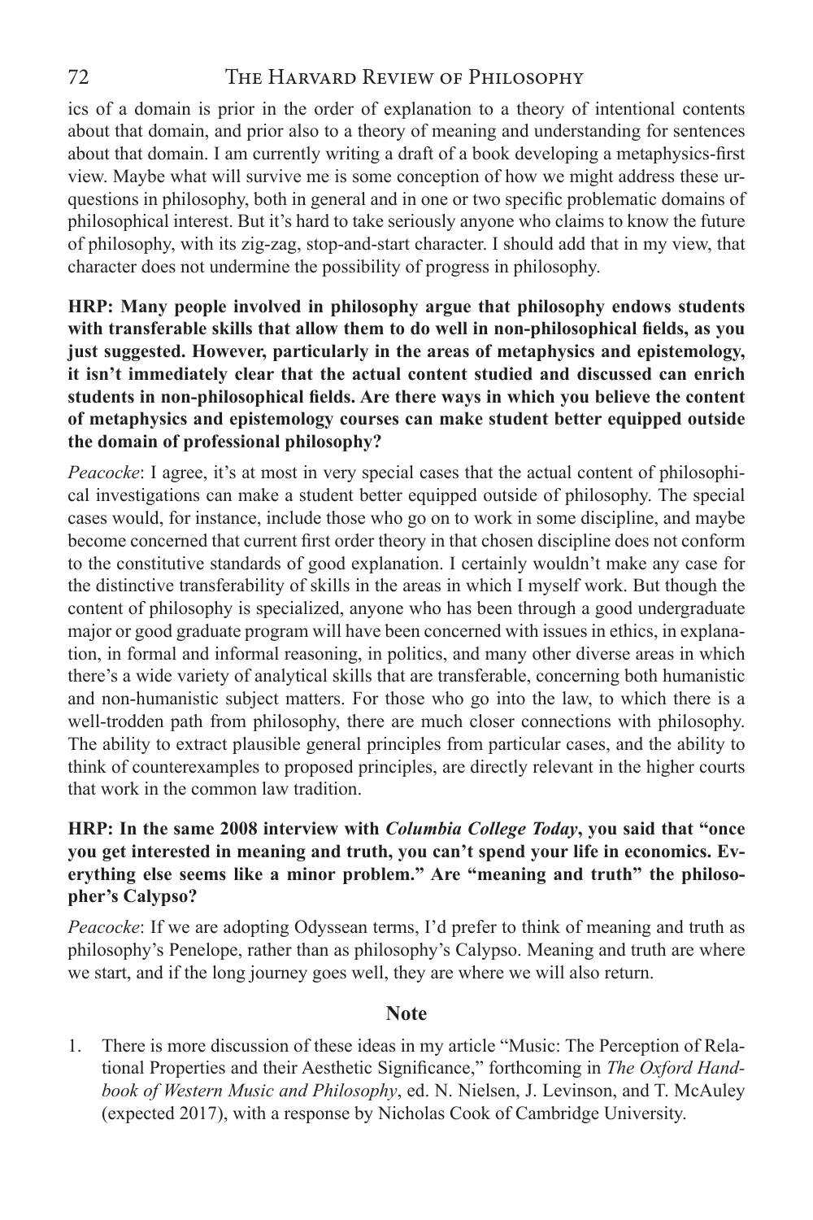ics of a domain is prior in the order of explanation to a theory of intentional contents about that domain, and prior also to a theory of meaning and understanding for sentences about that domain. I am currently writing a draft of a book developing a metaphysics-first view. Maybe what will survive me is some conception of how we might address these ur-questions in philosophy, both in general and in one or two specific problematic domains of philosophical interest. But it's hard to take seriously anyone who claims to know the future of philosophy, with its zig-zag, stop-and-start character. I should add that in my view, that character does not undermine the possibility of progress in philosophy.

**HRP: Many people involved in philosophy argue that philosophy endows students with transferable skills that allow them to do well in non-philosophical fields, as you just suggested. However, particularly in the areas of metaphysics and epistemology, it isn't immediately clear that the actual content studied and discussed can enrich students in non-philosophical fields. Are there ways in which you believe the content of metaphysics and epistemology courses can make student better equipped outside the domain of professional philosophy?**

*Peacocke*: I agree, it's at most in very special cases that the actual content of philosophical investigations can make a student better equipped outside of philosophy. The special cases would, for instance, include those who go on to work in some discipline, and maybe become concerned that current first order theory in that chosen discipline does not conform to the constitutive standards of good explanation. I certainly wouldn't make any case for the distinctive transferability of skills in the areas in which I myself work. But though the content of philosophy is specialized, anyone who has been through a good undergraduate major or good graduate program will have been concerned with issues in ethics, in explanation, in formal and informal reasoning, in politics, and many other diverse areas in which there's a wide variety of analytical skills that are transferable, concerning both humanistic and non-humanistic subject matters. For those who go into the law, to which there is a well-trodden path from philosophy, there are much closer connections with philosophy. The ability to extract plausible general principles from particular cases, and the ability to think of counterexamples to proposed principles, are directly relevant in the higher courts that work in the common law tradition.

**HRP: In the same 2008 interview with *Columbia College Today*, you said that "once you get interested in meaning and truth, you can't spend your life in economics. Everything else seems like a minor problem." Are "meaning and truth" the philosopher's Calypso?**

*Peacocke*: If we are adopting Odyssean terms, I'd prefer to think of meaning and truth as philosophy's Penelope, rather than as philosophy's Calypso. Meaning and truth are where we start, and if the long journey goes well, they are where we will also return.

## Note

1. There is more discussion of these ideas in my article "Music: The Perception of Relational Properties and their Aesthetic Significance," forthcoming in *The Oxford Handbook of Western Music and Philosophy*, ed. N. Nielsen, J. Levinson, and T. McAuley (expected 2017), with a response by Nicholas Cook of Cambridge University.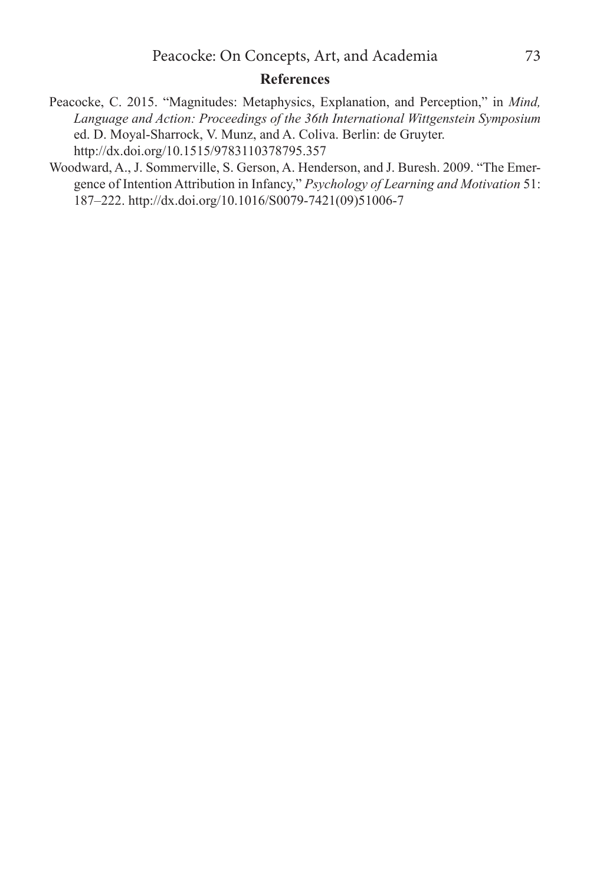## References

Peacocke, C. 2015. "Magnitudes: Metaphysics, Explanation, and Perception," in *Mind, Language and Action: Proceedings of the 36th International Wittgenstein Symposium* ed. D. Moyal-Sharrock, V. Munz, and A. Coliva. Berlin: de Gruyter. http://dx.doi.org/10.1515/9783110378795.357

Woodward, A., J. Sommerville, S. Gerson, A. Henderson, and J. Buresh. 2009. "The Emergence of Intention Attribution in Infancy," *Psychology of Learning and Motivation* 51: 187–222. http://dx.doi.org/10.1016/S0079-7421(09)51006-7